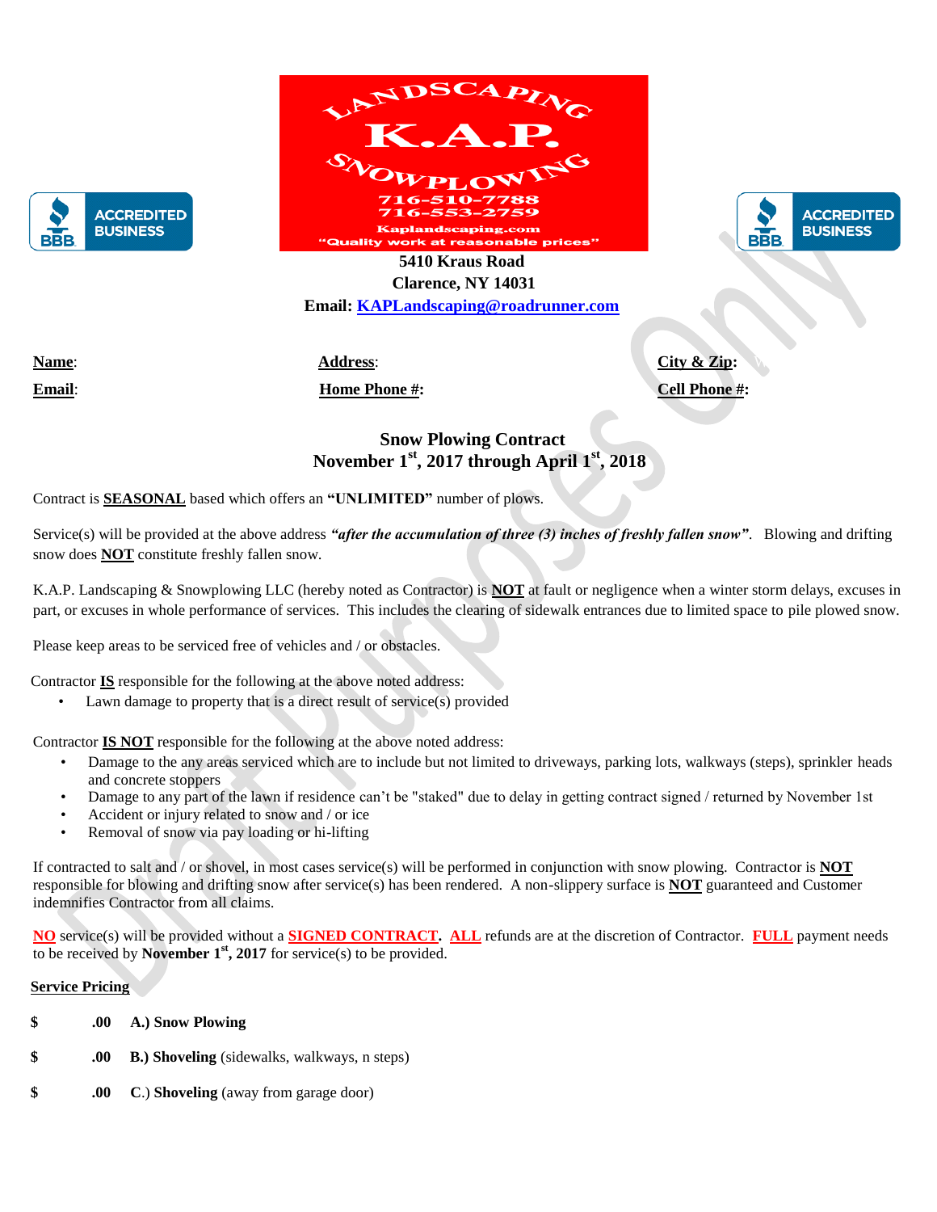LANDSCAPING

**K.A.P.**

SNOWPLOWING

716-510-7788
716-553-2759

Kaplandscaping.com

"Quality work at reasonable prices"

ACCREDITED BUSINESS

ACCREDITED BUSINESS

**5410 Kraus Road**
**Clarence, NY 14031**
**Email: KAPLandscaping@roadrunner.com**

**Name**: | **Address**: | **City & Zip**:

**Email**: | **Home Phone #:** | **Cell Phone #:**

## Snow Plowing Contract
## November 1st, 2017 through April 1st, 2018

Contract is **SEASONAL** based which offers an **"UNLIMITED"** number of plows.

Service(s) will be provided at the above address ***"after the accumulation of three (3) inches of freshly fallen snow"***. Blowing and drifting snow does **NOT** constitute freshly fallen snow.

K.A.P. Landscaping & Snowplowing LLC (hereby noted as Contractor) is **NOT** at fault or negligence when a winter storm delays, excuses in part, or excuses in whole performance of services. This includes the clearing of sidewalk entrances due to limited space to pile plowed snow.

Please keep areas to be serviced free of vehicles and / or obstacles.

Contractor **IS** responsible for the following at the above noted address:

- Lawn damage to property that is a direct result of service(s) provided

Contractor **IS NOT** responsible for the following at the above noted address:

- Damage to the any areas serviced which are to include but not limited to driveways, parking lots, walkways (steps), sprinkler heads and concrete stoppers
- Damage to any part of the lawn if residence can't be "staked" due to delay in getting contract signed / returned by November 1st
- Accident or injury related to snow and / or ice
- Removal of snow via pay loading or hi-lifting

If contracted to salt and / or shovel, in most cases service(s) will be performed in conjunction with snow plowing. Contractor is **NOT** responsible for blowing and drifting snow after service(s) has been rendered. A non-slippery surface is **NOT** guaranteed and Customer indemnifies Contractor from all claims.

**NO** service(s) will be provided without a **SIGNED CONTRACT**. **ALL** refunds are at the discretion of Contractor. **FULL** payment needs to be received by **November 1st, 2017** for service(s) to be provided.

**Service Pricing**

**$ .00 A.) Snow Plowing**

**$ .00 B.) Shoveling** (sidewalks, walkways, n steps)

**$ .00 C.) Shoveling** (away from garage door)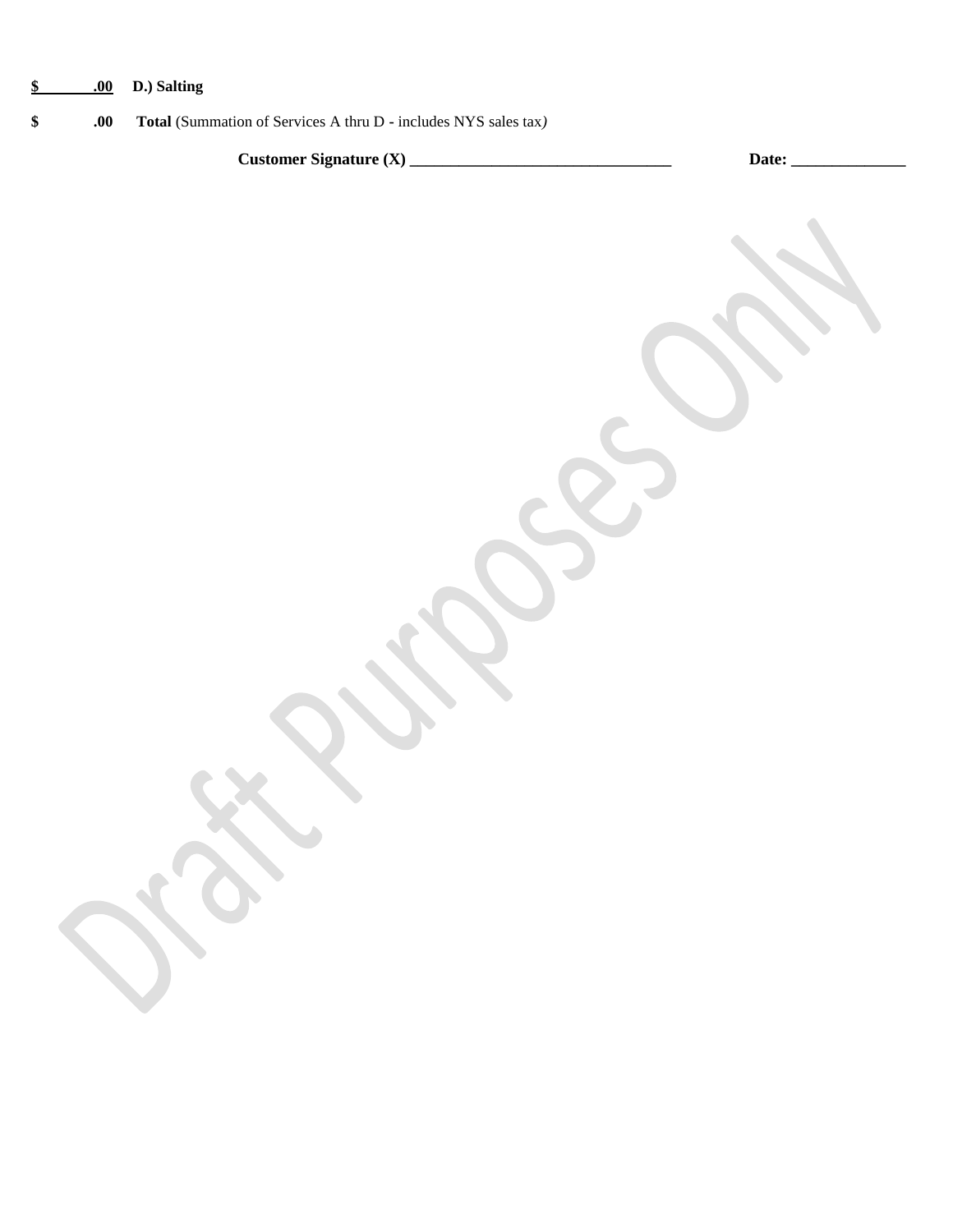$ ______.00 **D.) Salting**

**$ .00 Total** (Summation of Services A thru D - includes NYS sales tax*)*

**Customer Signature (X) _________________________________ Date: ______________**

Draft Purposes Only